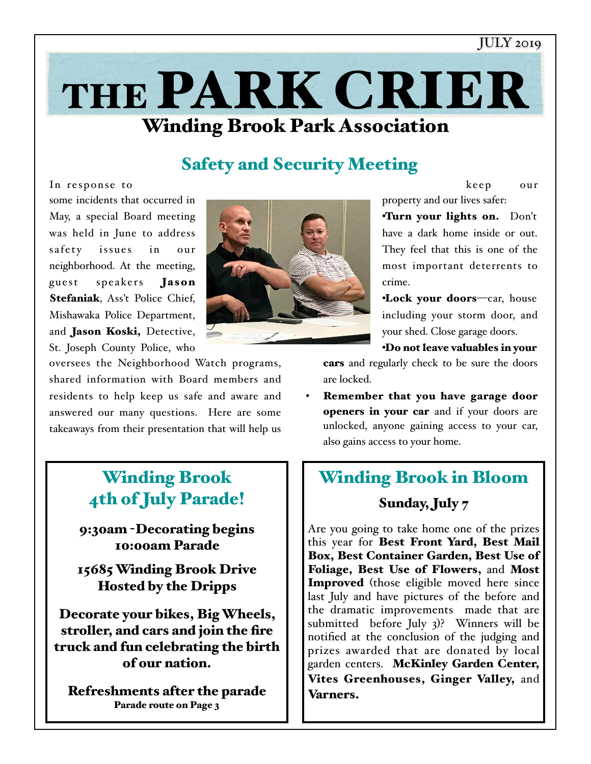JULY 2019

# THE PARK CRIER

## Winding Brook Park Association

## Safety and Security Meeting

In response to some incidents that occurred in May, a special Board meeting was held in June to address safety issues in our neighborhood. At the meeting, guest speakers **Jason Stefaniak**, Ass't Police Chief, Mishawaka Police Department, and **Jason Koski,** Detective, St. Joseph County Police, who oversees the Neighborhood Watch programs, shared information with Board members and residents to help keep us safe and aware and answered our many questions. Here are some takeaways from their presentation that will help us keep our property and our lives safer:

- **Turn your lights on.** Don't have a dark home inside or out. They feel that this is one of the most important deterrents to crime.
- **Lock your doors**—car, house including your storm door, and your shed. Close garage doors.
- **Do not leave valuables in your cars** and regularly check to be sure the doors are locked.
- **Remember that you have garage door openers in your car** and if your doors are unlocked, anyone gaining access to your car, also gains access to your home.

## Winding Brook 4th of July Parade!

**9:30am - Decorating begins**
**10:00am Parade**

**15685 Winding Brook Drive**
**Hosted by the Dripps**

**Decorate your bikes, Big Wheels, stroller, and cars and join the fire truck and fun celebrating the birth of our nation.**

**Refreshments after the parade**
**Parade route on Page 3**

## Winding Brook in Bloom

### Sunday, July 7

Are you going to take home one of the prizes this year for **Best Front Yard, Best Mail Box, Best Container Garden, Best Use of Foliage, Best Use of Flowers,** and **Most Improved** (those eligible moved here since last July and have pictures of the before and the dramatic improvements made that are submitted before July 3)? Winners will be notified at the conclusion of the judging and prizes awarded that are donated by local garden centers. **McKinley Garden Center, Vites Greenhouses, Ginger Valley,** and **Varners.**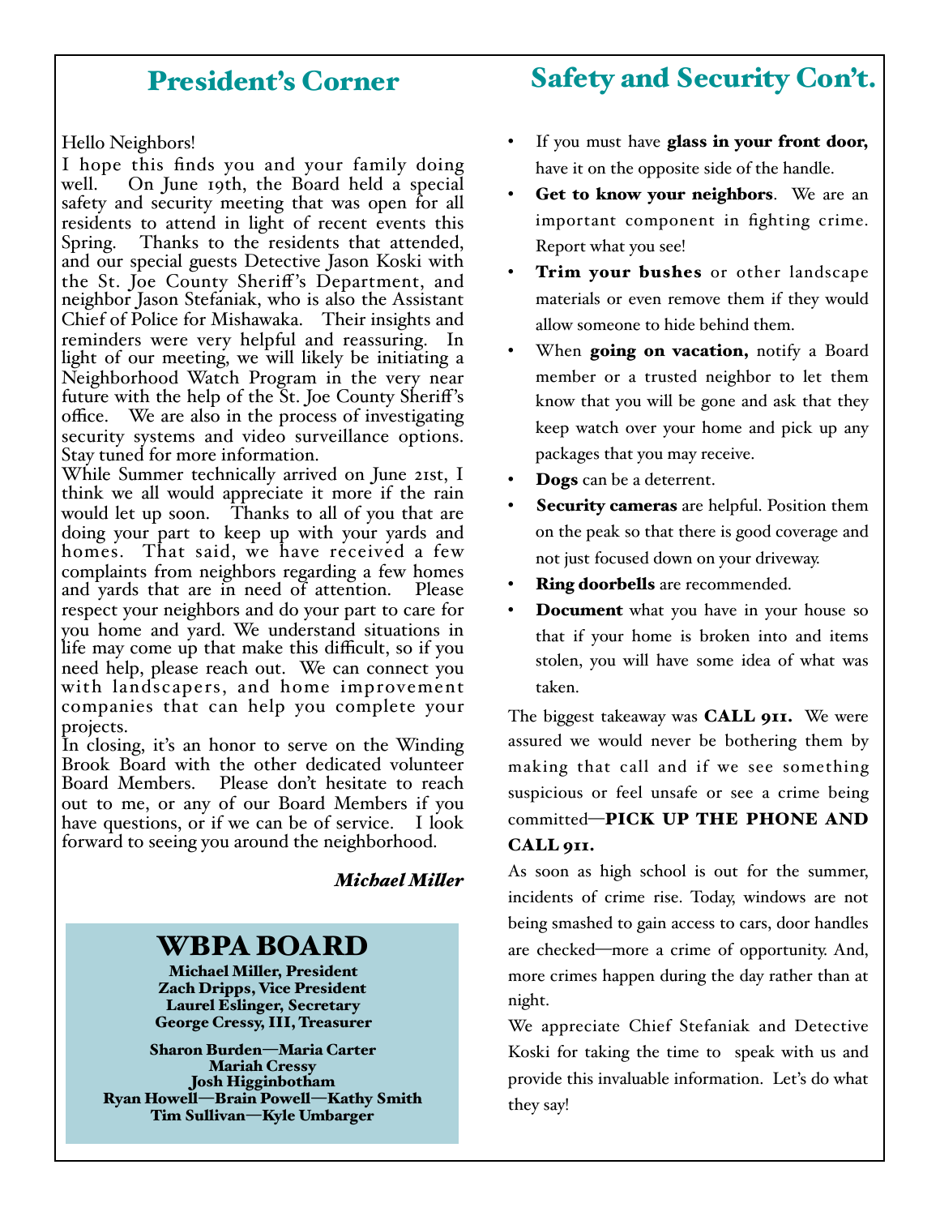## President's Corner

Hello Neighbors!

I hope this finds you and your family doing well. On June 19th, the Board held a special safety and security meeting that was open for all residents to attend in light of recent events this Spring. Thanks to the residents that attended, and our special guests Detective Jason Koski with the St. Joe County Sheriff's Department, and neighbor Jason Stefaniak, who is also the Assistant Chief of Police for Mishawaka. Their insights and reminders were very helpful and reassuring. In light of our meeting, we will likely be initiating a Neighborhood Watch Program in the very near future with the help of the St. Joe County Sheriff's office. We are also in the process of investigating security systems and video surveillance options. Stay tuned for more information.

While Summer technically arrived on June 21st, I think we all would appreciate it more if the rain would let up soon. Thanks to all of you that are doing your part to keep up with your yards and homes. That said, we have received a few complaints from neighbors regarding a few homes and yards that are in need of attention. Please respect your neighbors and do your part to care for you home and yard. We understand situations in life may come up that make this difficult, so if you need help, please reach out. We can connect you with landscapers, and home improvement companies that can help you complete your projects.

In closing, it's an honor to serve on the Winding Brook Board with the other dedicated volunteer Board Members. Please don't hesitate to reach out to me, or any of our Board Members if you have questions, or if we can be of service. I look forward to seeing you around the neighborhood.

***Michael Miller***

## WBPA BOARD

**Michael Miller, President**
**Zach Dripps, Vice President**
**Laurel Eslinger, Secretary**
**George Cressy, III, Treasurer**

**Sharon Burden—Maria Carter**
**Mariah Cressy**
**Josh Higginbotham**
**Ryan Howell—Brain Powell—Kathy Smith**
**Tim Sullivan—Kyle Umbarger**

## Safety and Security Con't.

- If you must have **glass in your front door,** have it on the opposite side of the handle.
- **Get to know your neighbors**. We are an important component in fighting crime. Report what you see!
- **Trim your bushes** or other landscape materials or even remove them if they would allow someone to hide behind them.
- When **going on vacation,** notify a Board member or a trusted neighbor to let them know that you will be gone and ask that they keep watch over your home and pick up any packages that you may receive.
- **Dogs** can be a deterrent.
- **Security cameras** are helpful. Position them on the peak so that there is good coverage and not just focused down on your driveway.
- **Ring doorbells** are recommended.
- **Document** what you have in your house so that if your home is broken into and items stolen, you will have some idea of what was taken.

The biggest takeaway was **CALL 911.** We were assured we would never be bothering them by making that call and if we see something suspicious or feel unsafe or see a crime being committed—**PICK UP THE PHONE AND CALL 911.**

As soon as high school is out for the summer, incidents of crime rise. Today, windows are not being smashed to gain access to cars, door handles are checked—more a crime of opportunity. And, more crimes happen during the day rather than at night.

We appreciate Chief Stefaniak and Detective Koski for taking the time to speak with us and provide this invaluable information. Let's do what they say!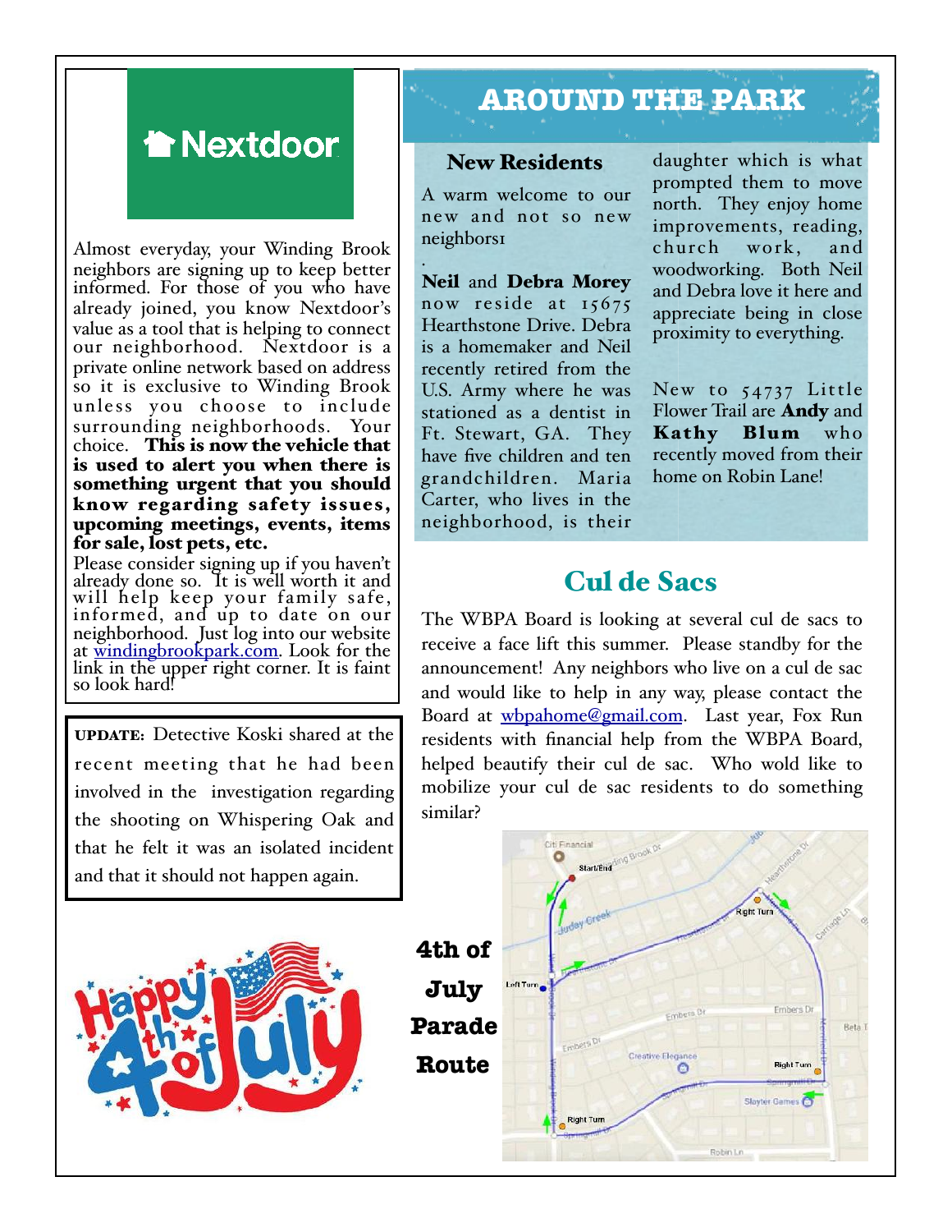Nextdoor

Almost everyday, your Winding Brook neighbors are signing up to keep better informed. For those of you who have already joined, you know Nextdoor's value as a tool that is helping to connect our neighborhood. Nextdoor is a private online network based on address so it is exclusive to Winding Brook unless you choose to include surrounding neighborhoods. Your choice. **This is now the vehicle that is used to alert you when there is something urgent that you should know regarding safety issues, upcoming meetings, events, items for sale, lost pets, etc.**

Please consider signing up if you haven't already done so. It is well worth it and will help keep your family safe, informed, and up to date on our neighborhood. Just log into our website at [windingbrookpark.com](windingbrookpark.com). Look for the link in the upper right corner. It is faint so look hard!

**UPDATE:** Detective Koski shared at the recent meeting that he had been involved in the investigation regarding the shooting on Whispering Oak and that he felt it was an isolated incident and that it should not happen again.

# AROUND THE PARK

## New Residents

A warm welcome to our new and not so new neighbors!

**Neil** and **Debra Morey** now reside at 15675 Hearthstone Drive. Debra is a homemaker and Neil recently retired from the U.S. Army where he was stationed as a dentist in Ft. Stewart, GA. They have five children and ten grandchildren. Maria Carter, who lives in the neighborhood, is their daughter which is what prompted them to move north. They enjoy home improvements, reading, church work, and woodworking. Both Neil and Debra love it here and appreciate being in close proximity to everything.

New to 54737 Little Flower Trail are **Andy** and **Kathy Blum** who recently moved from their home on Robin Lane!

## Cul de Sacs

The WBPA Board is looking at several cul de sacs to receive a face lift this summer. Please standby for the announcement! Any neighbors who live on a cul de sac and would like to help in any way, please contact the Board at [wbpahome@gmail.com](mailto:wbpahome@gmail.com). Last year, Fox Run residents with financial help from the WBPA Board, helped beautify their cul de sac. Who wold like to mobilize your cul de sac residents to do something similar?

## 4th of July Parade Route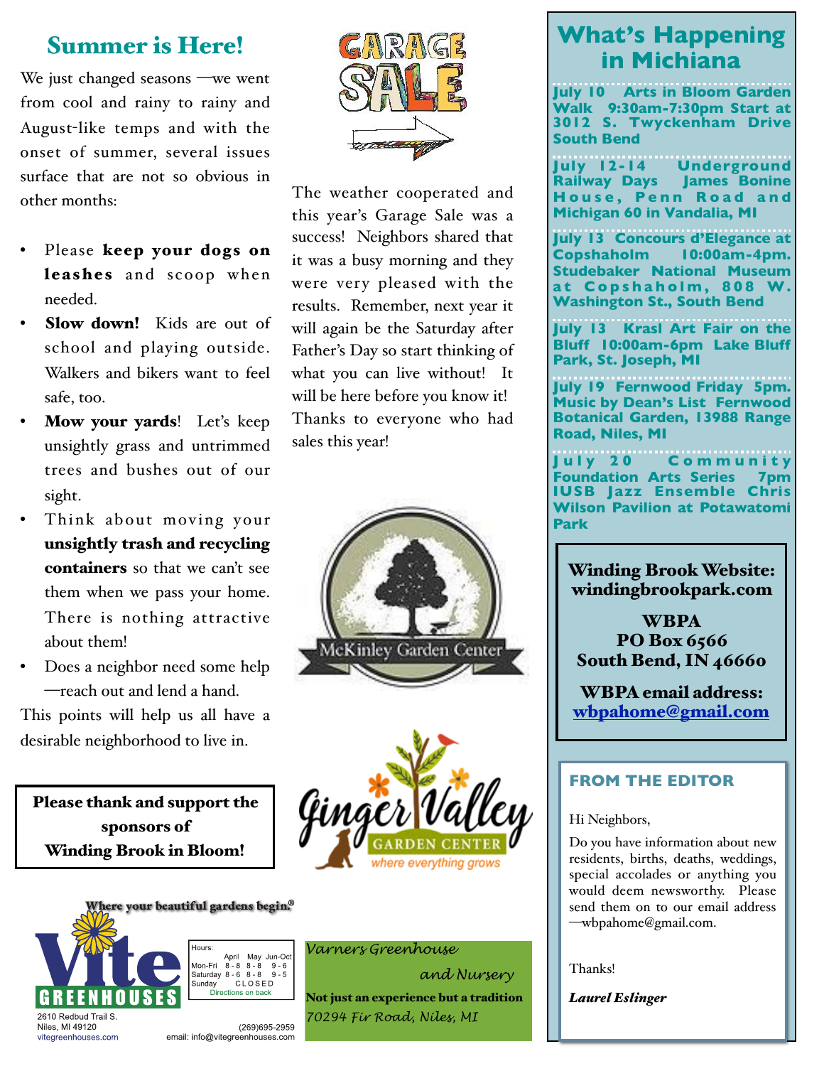## Summer is Here!

We just changed seasons —we went from cool and rainy to rainy and August-like temps and with the onset of summer, several issues surface that are not so obvious in other months:

- Please **keep your dogs on leashes** and scoop when needed.
- **Slow down!** Kids are out of school and playing outside. Walkers and bikers want to feel safe, too.
- **Mow your yards**! Let's keep unsightly grass and untrimmed trees and bushes out of our sight.
- Think about moving your **unsightly trash and recycling containers** so that we can't see them when we pass your home. There is nothing attractive about them!
- Does a neighbor need some help —reach out and lend a hand.

This points will help us all have a desirable neighborhood to live in.

**Please thank and support the sponsors of Winding Brook in Bloom!**

GARAGE SALE

The weather cooperated and this year's Garage Sale was a success! Neighbors shared that it was a busy morning and they were very pleased with the results. Remember, next year it will again be the Saturday after Father's Day so start thinking of what you can live without! It will be here before you know it! Thanks to everyone who had sales this year!

McKinley Garden Center

Ginger Valley Garden Center — where everything grows

Where your beautiful gardens begin.®

Vite Greenhouses
2610 Redbud Trail S.
Niles, MI 49120
vitegreenhouses.com

| Hours: | April | May | Jun-Oct |
|---|---|---|---|
| Mon-Fri | 8 - 8 | 8 - 8 | 9 - 6 |
| Saturday | 8 - 6 | 8 - 8 | 9 - 5 |
| Sunday | CLOSED | | |

Directions on back

(269)695-2959
email: info@vitegreenhouses.com

*Varners Greenhouse and Nursery*
**Not just an experience but a tradition**
*70294 Fir Road, Niles, MI*

## What's Happening in Michiana

**July 10** Arts in Bloom Garden Walk 9:30am-7:30pm Start at 3012 S. Twyckenham Drive South Bend

**July 12-14** Underground Railway Days James Bonine House, Penn Road and Michigan 60 in Vandalia, MI

**July 13** Concours d'Elegance at Copshaholm 10:00am-4pm. Studebaker National Museum at Copshaholm, 808 W. Washington St., South Bend

**July 13** Krasl Art Fair on the Bluff 10:00am-6pm Lake Bluff Park, St. Joseph, MI

**July 19** Fernwood Friday 5pm. Music by Dean's List Fernwood Botanical Garden, 13988 Range Road, Niles, MI

**July 20** Community Foundation Arts Series 7pm IUSB Jazz Ensemble Chris Wilson Pavilion at Potawatomi Park

**Winding Brook Website: windingbrookpark.com**

**WBPA**
**PO Box 6566**
**South Bend, IN 46660**

**WBPA email address: wbpahome@gmail.com**

### FROM THE EDITOR

Hi Neighbors,

Do you have information about new residents, births, deaths, weddings, special accolades or anything you would deem newsworthy. Please send them on to our email address —wbpahome@gmail.com.

Thanks!

***Laurel Eslinger***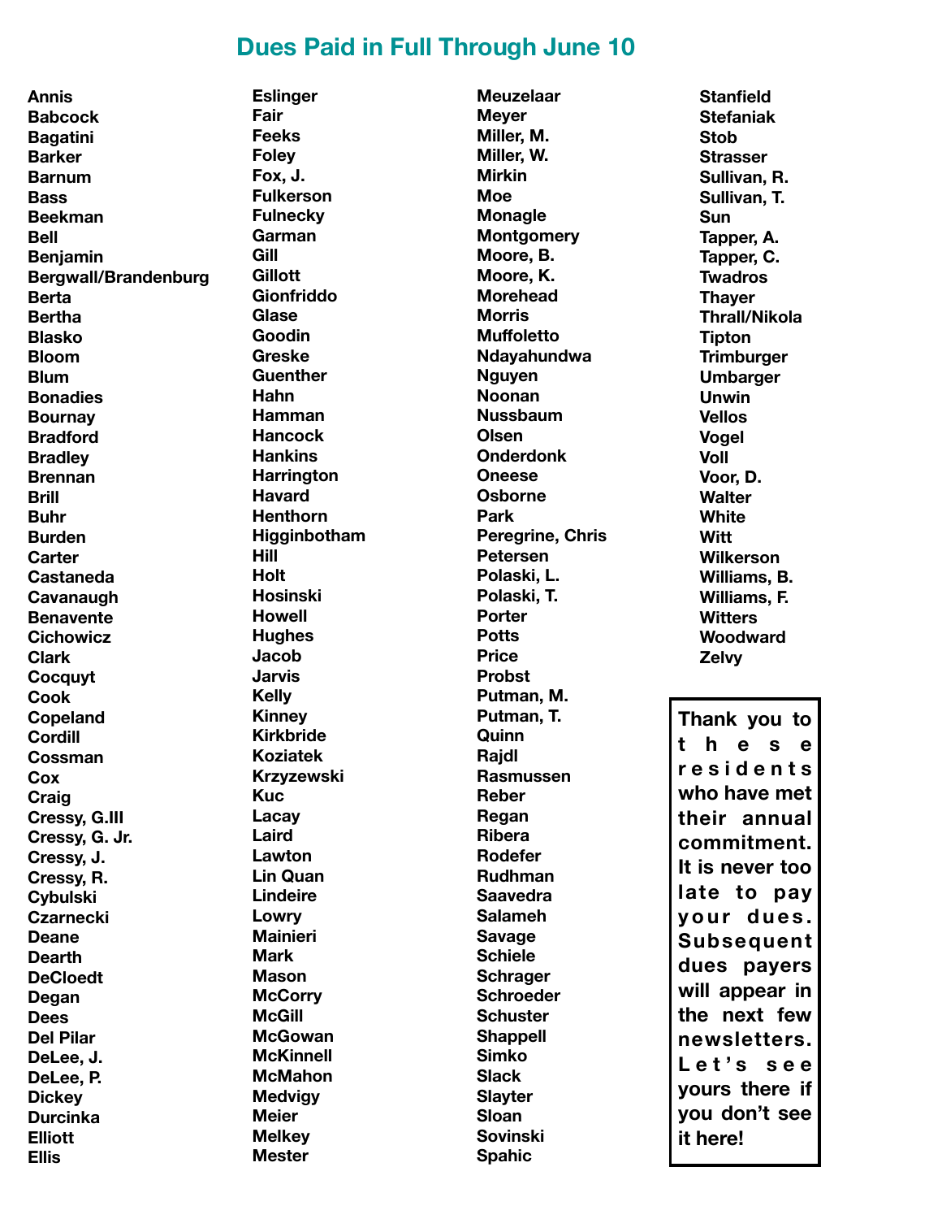# Dues Paid in Full Through June 10

Annis
Babcock
Bagatini
Barker
Barnum
Bass
Beekman
Bell
Benjamin
Bergwall/Brandenburg
Berta
Bertha
Blasko
Bloom
Blum
Bonadies
Bournay
Bradford
Bradley
Brennan
Brill
Buhr
Burden
Carter
Castaneda
Cavanaugh
Benavente
Cichowicz
Clark
Cocquyt
Cook
Copeland
Cordill
Cossman
Cox
Craig
Cressy, G.III
Cressy, G. Jr.
Cressy, J.
Cressy, R.
Cybulski
Czarnecki
Deane
Dearth
DeCloedt
Degan
Dees
Del Pilar
DeLee, J.
DeLee, P.
Dickey
Durcinka
Elliott
Ellis
Eslinger
Fair
Feeks
Foley
Fox, J.
Fulkerson
Fulnecky
Garman
Gill
Gillott
Gionfriddo
Glase
Goodin
Greske
Guenther
Hahn
Hamman
Hancock
Hankins
Harrington
Havard
Henthorn
Higginbotham
Hill
Holt
Hosinski
Howell
Hughes
Jacob
Jarvis
Kelly
Kinney
Kirkbride
Koziatek
Krzyzewski
Kuc
Lacay
Laird
Lawton
Lin Quan
Lindeire
Lowry
Mainieri
Mark
Mason
McCorry
McGill
McGowan
McKinnell
McMahon
Medvigy
Meier
Melkey
Mester
Meuzelaar
Meyer
Miller, M.
Miller, W.
Mirkin
Moe
Monagle
Montgomery
Moore, B.
Moore, K.
Morehead
Morris
Muffoletto
Ndayahundwa
Nguyen
Noonan
Nussbaum
Olsen
Onderdonk
Oneese
Osborne
Park
Peregrine, Chris
Petersen
Polaski, L.
Polaski, T.
Porter
Potts
Price
Probst
Putman, M.
Putman, T.
Quinn
Rajdl
Rasmussen
Reber
Regan
Ribera
Rodefer
Rudhman
Saavedra
Salameh
Savage
Schiele
Schrager
Schroeder
Schuster
Shappell
Simko
Slack
Slayter
Sloan
Sovinski
Spahic
Stanfield
Stefaniak
Stob
Strasser
Sullivan, R.
Sullivan, T.
Sun
Tapper, A.
Tapper, C.
Twadros
Thayer
Thrall/Nikola
Tipton
Trimburger
Umbarger
Unwin
Vellos
Vogel
Voll
Voor, D.
Walter
White
Witt
Wilkerson
Williams, B.
Williams, F.
Witters
Woodward
Zelvy

**Thank you to these residents who have met their annual commitment. It is never too late to pay your dues. Subsequent dues payers will appear in the next few newsletters. Let's see yours there if you don't see it here!**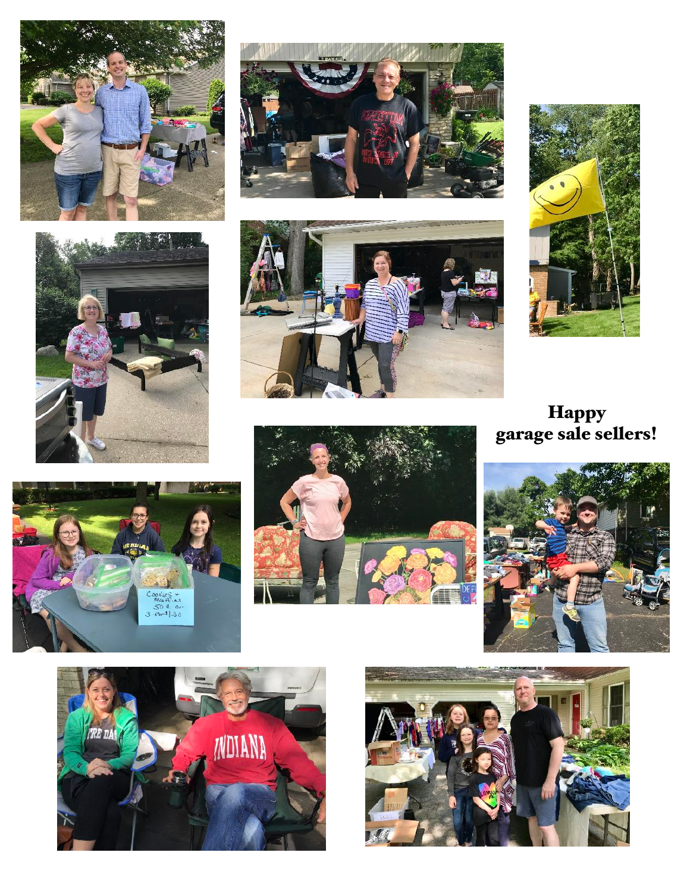**Happy garage sale sellers!**